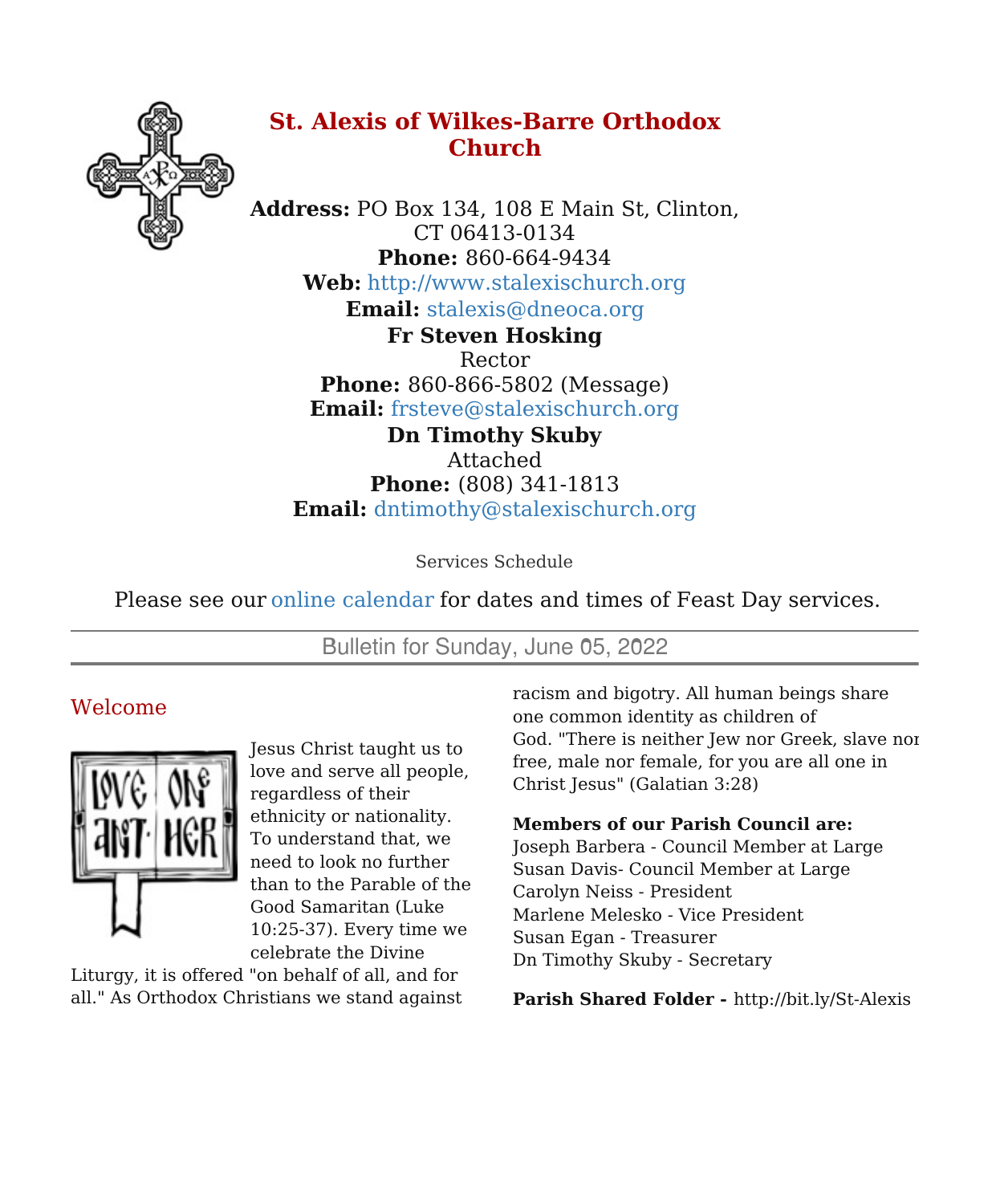# St. Alexis of Wilkes-Barre Orthodox Church

**Address:** PO Box 134, 108 E Main St, Clinton, CT 06413-0134
**Phone:** 860-664-9434
**Web:** http://www.stalexischurch.org
**Email:** stalexis@dneoca.org

**Fr Steven Hosking**
Rector
**Phone:** 860-866-5802 (Message)
**Email:** frsteve@stalexischurch.org

**Dn Timothy Skuby**
Attached
**Phone:** (808) 341-1813
**Email:** dntimothy@stalexischurch.org

Services Schedule

Please see our online calendar for dates and times of Feast Day services.

Bulletin for Sunday, June 05, 2022

## Welcome

Jesus Christ taught us to love and serve all people, regardless of their ethnicity or nationality. To understand that, we need to look no further than to the Parable of the Good Samaritan (Luke 10:25-37). Every time we celebrate the Divine Liturgy, it is offered "on behalf of all, and for all." As Orthodox Christians we stand against racism and bigotry. All human beings share one common identity as children of God. "There is neither Jew nor Greek, slave nor free, male nor female, for you are all one in Christ Jesus" (Galatian 3:28)

**Members of our Parish Council are:**
Joseph Barbera - Council Member at Large
Susan Davis- Council Member at Large
Carolyn Neiss - President
Marlene Melesko - Vice President
Susan Egan - Treasurer
Dn Timothy Skuby - Secretary

**Parish Shared Folder -** http://bit.ly/St-Alexis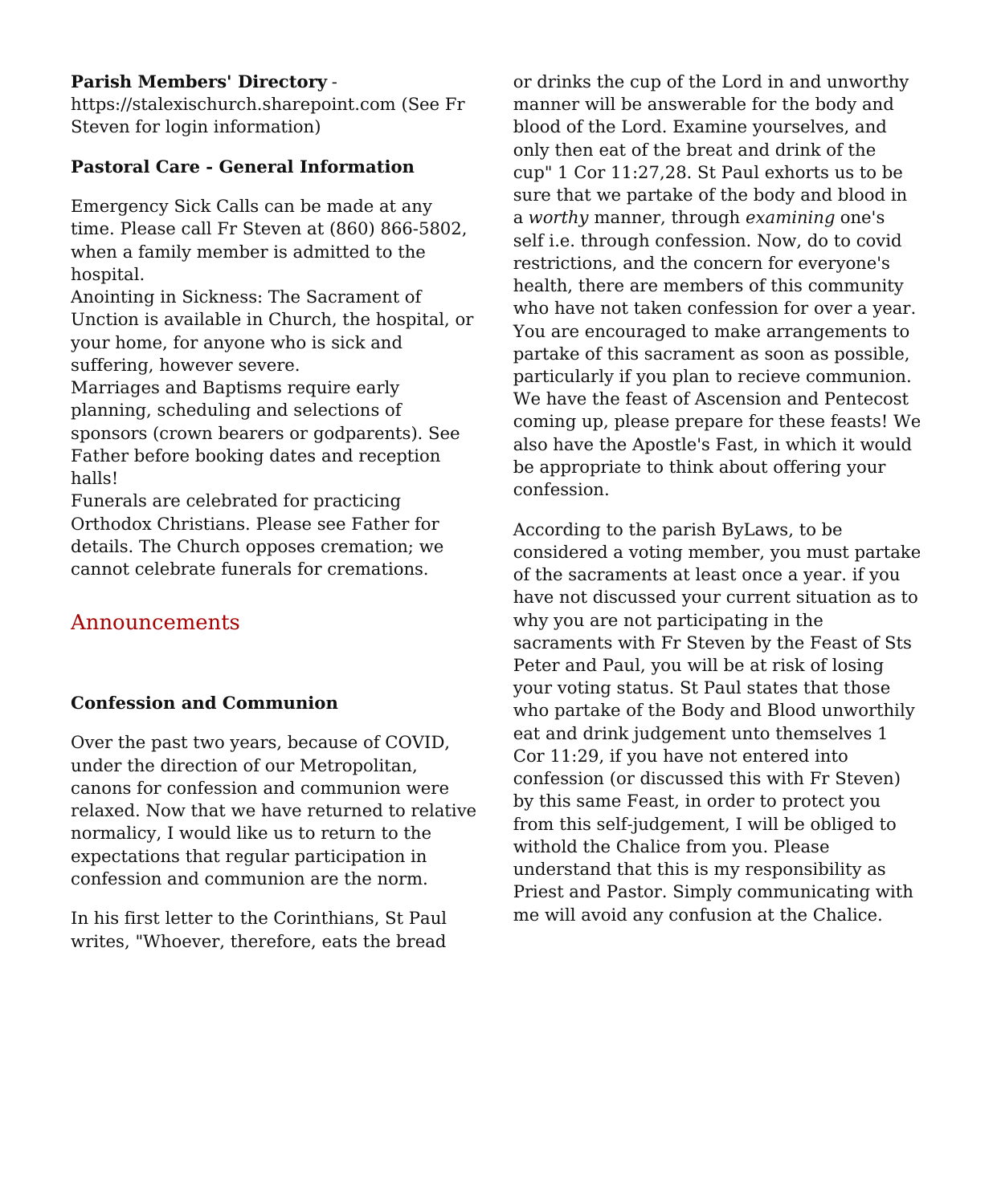**Parish Members' Directory** - https://stalexischurch.sharepoint.com (See Fr Steven for login information)

**Pastoral Care - General Information**

Emergency Sick Calls can be made at any time. Please call Fr Steven at (860) 866-5802, when a family member is admitted to the hospital.
Anointing in Sickness: The Sacrament of Unction is available in Church, the hospital, or your home, for anyone who is sick and suffering, however severe.
Marriages and Baptisms require early planning, scheduling and selections of sponsors (crown bearers or godparents). See Father before booking dates and reception halls!
Funerals are celebrated for practicing Orthodox Christians. Please see Father for details. The Church opposes cremation; we cannot celebrate funerals for cremations.

## Announcements

**Confession and Communion**

Over the past two years, because of COVID, under the direction of our Metropolitan, canons for confession and communion were relaxed. Now that we have returned to relative normalicy, I would like us to return to the expectations that regular participation in confession and communion are the norm.

In his first letter to the Corinthians, St Paul writes, "Whoever, therefore, eats the bread or drinks the cup of the Lord in and unworthy manner will be answerable for the body and blood of the Lord. Examine yourselves, and only then eat of the breat and drink of the cup" 1 Cor 11:27,28. St Paul exhorts us to be sure that we partake of the body and blood in a *worthy* manner, through *examining* one's self i.e. through confession. Now, do to covid restrictions, and the concern for everyone's health, there are members of this community who have not taken confession for over a year. You are encouraged to make arrangements to partake of this sacrament as soon as possible, particularly if you plan to recieve communion. We have the feast of Ascension and Pentecost coming up, please prepare for these feasts! We also have the Apostle's Fast, in which it would be appropriate to think about offering your confession.

According to the parish ByLaws, to be considered a voting member, you must partake of the sacraments at least once a year. if you have not discussed your current situation as to why you are not participating in the sacraments with Fr Steven by the Feast of Sts Peter and Paul, you will be at risk of losing your voting status. St Paul states that those who partake of the Body and Blood unworthily eat and drink judgement unto themselves 1 Cor 11:29, if you have not entered into confession (or discussed this with Fr Steven) by this same Feast, in order to protect you from this self-judgement, I will be obliged to withold the Chalice from you. Please understand that this is my responsibility as Priest and Pastor. Simply communicating with me will avoid any confusion at the Chalice.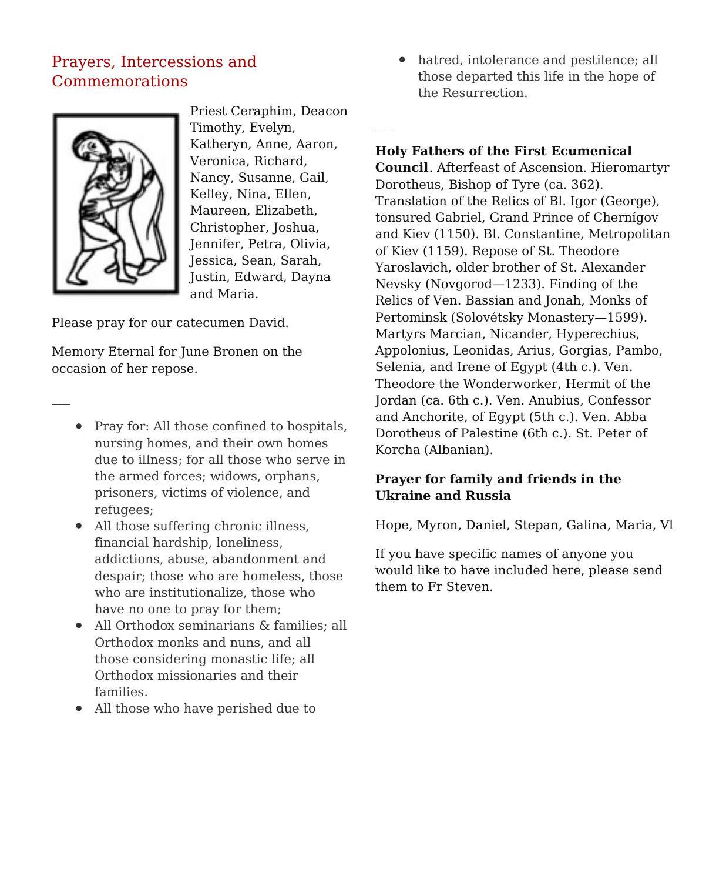## Prayers, Intercessions and Commemorations

Priest Ceraphim, Deacon Timothy, Evelyn, Katheryn, Anne, Aaron, Veronica, Richard, Nancy, Susanne, Gail, Kelley, Nina, Ellen, Maureen, Elizabeth, Christopher, Joshua, Jennifer, Petra, Olivia, Jessica, Sean, Sarah, Justin, Edward, Dayna and Maria.

Please pray for our catecumen David.

Memory Eternal for June Bronen on the occasion of her repose.

---

- Pray for: All those confined to hospitals, nursing homes, and their own homes due to illness; for all those who serve in the armed forces; widows, orphans, prisoners, victims of violence, and refugees;
- All those suffering chronic illness, financial hardship, loneliness, addictions, abuse, abandonment and despair; those who are homeless, those who are institutionalize, those who have no one to pray for them;
- All Orthodox seminarians & families; all Orthodox monks and nuns, and all those considering monastic life; all Orthodox missionaries and their families.
- All those who have perished due to hatred, intolerance and pestilence; all those departed this life in the hope of the Resurrection.

---

**Holy Fathers of the First Ecumenical Council**. Afterfeast of Ascension. Hieromartyr Dorotheus, Bishop of Tyre (ca. 362). Translation of the Relics of Bl. Igor (George), tonsured Gabriel, Grand Prince of Chernígov and Kiev (1150). Bl. Constantine, Metropolitan of Kiev (1159). Repose of St. Theodore Yaroslavich, older brother of St. Alexander Nevsky (Novgorod—1233). Finding of the Relics of Ven. Bassian and Jonah, Monks of Pertominsk (Solovétsky Monastery—1599). Martyrs Marcian, Nicander, Hyperechius, Appolonius, Leonidas, Arius, Gorgias, Pambo, Selenia, and Irene of Egypt (4th c.). Ven. Theodore the Wonderworker, Hermit of the Jordan (ca. 6th c.). Ven. Anubius, Confessor and Anchorite, of Egypt (5th c.). Ven. Abba Dorotheus of Palestine (6th c.). St. Peter of Korcha (Albanian).

**Prayer for family and friends in the Ukraine and Russia**

Hope, Myron, Daniel, Stepan, Galina, Maria, Vl

If you have specific names of anyone you would like to have included here, please send them to Fr Steven.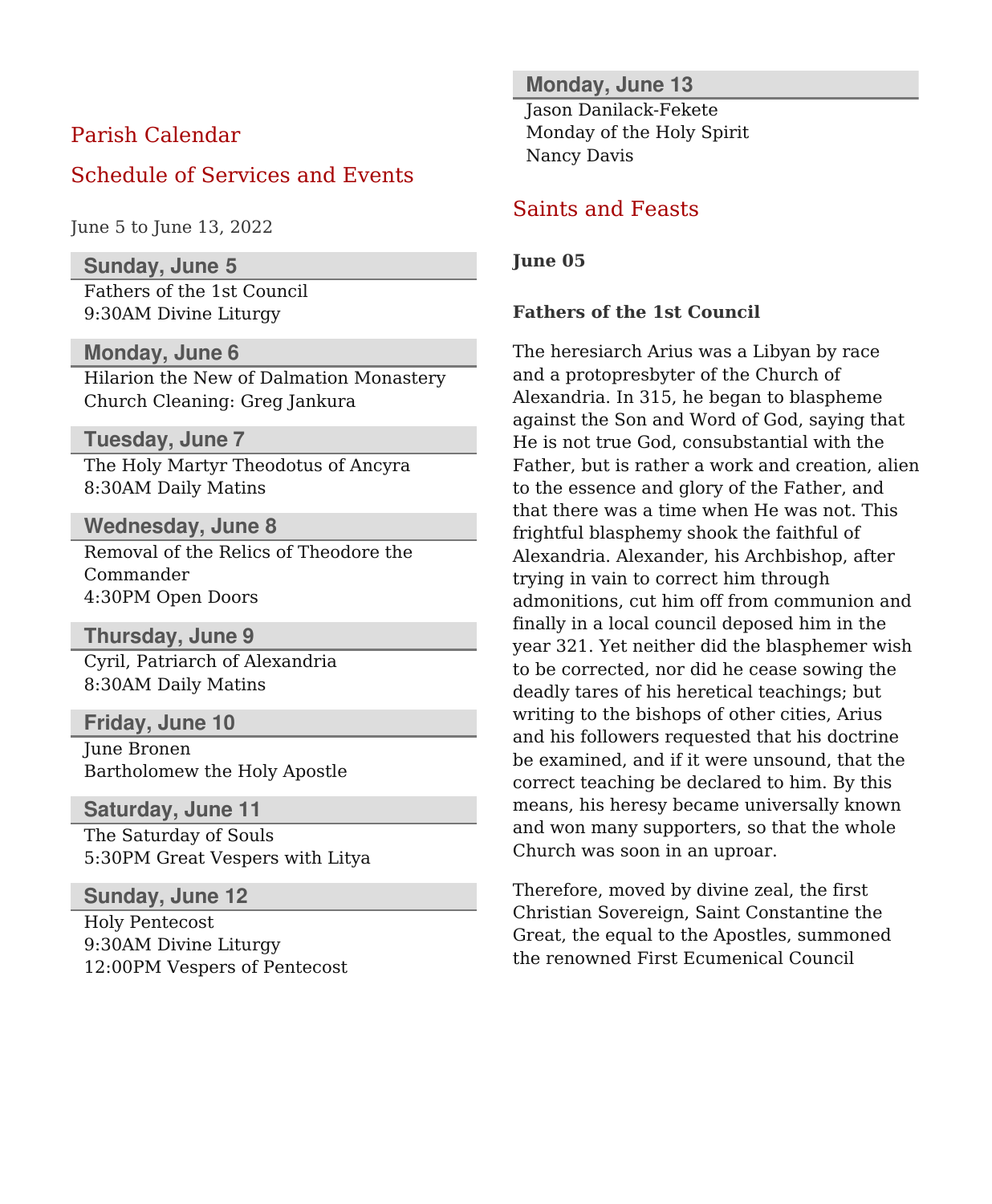## Parish Calendar

## Schedule of Services and Events

June 5 to June 13, 2022

### Sunday, June 5

Fathers of the 1st Council
9:30AM Divine Liturgy

### Monday, June 6

Hilarion the New of Dalmation Monastery
Church Cleaning: Greg Jankura

### Tuesday, June 7

The Holy Martyr Theodotus of Ancyra
8:30AM Daily Matins

### Wednesday, June 8

Removal of the Relics of Theodore the Commander
4:30PM Open Doors

### Thursday, June 9

Cyril, Patriarch of Alexandria
8:30AM Daily Matins

### Friday, June 10

June Bronen
Bartholomew the Holy Apostle

### Saturday, June 11

The Saturday of Souls
5:30PM Great Vespers with Litya

### Sunday, June 12

Holy Pentecost
9:30AM Divine Liturgy
12:00PM Vespers of Pentecost

### Monday, June 13

Jason Danilack-Fekete
Monday of the Holy Spirit
Nancy Davis

## Saints and Feasts

**June 05**

**Fathers of the 1st Council**

The heresiarch Arius was a Libyan by race and a protopresbyter of the Church of Alexandria. In 315, he began to blaspheme against the Son and Word of God, saying that He is not true God, consubstantial with the Father, but is rather a work and creation, alien to the essence and glory of the Father, and that there was a time when He was not. This frightful blasphemy shook the faithful of Alexandria. Alexander, his Archbishop, after trying in vain to correct him through admonitions, cut him off from communion and finally in a local council deposed him in the year 321. Yet neither did the blasphemer wish to be corrected, nor did he cease sowing the deadly tares of his heretical teachings; but writing to the bishops of other cities, Arius and his followers requested that his doctrine be examined, and if it were unsound, that the correct teaching be declared to him. By this means, his heresy became universally known and won many supporters, so that the whole Church was soon in an uproar.

Therefore, moved by divine zeal, the first Christian Sovereign, Saint Constantine the Great, the equal to the Apostles, summoned the renowned First Ecumenical Council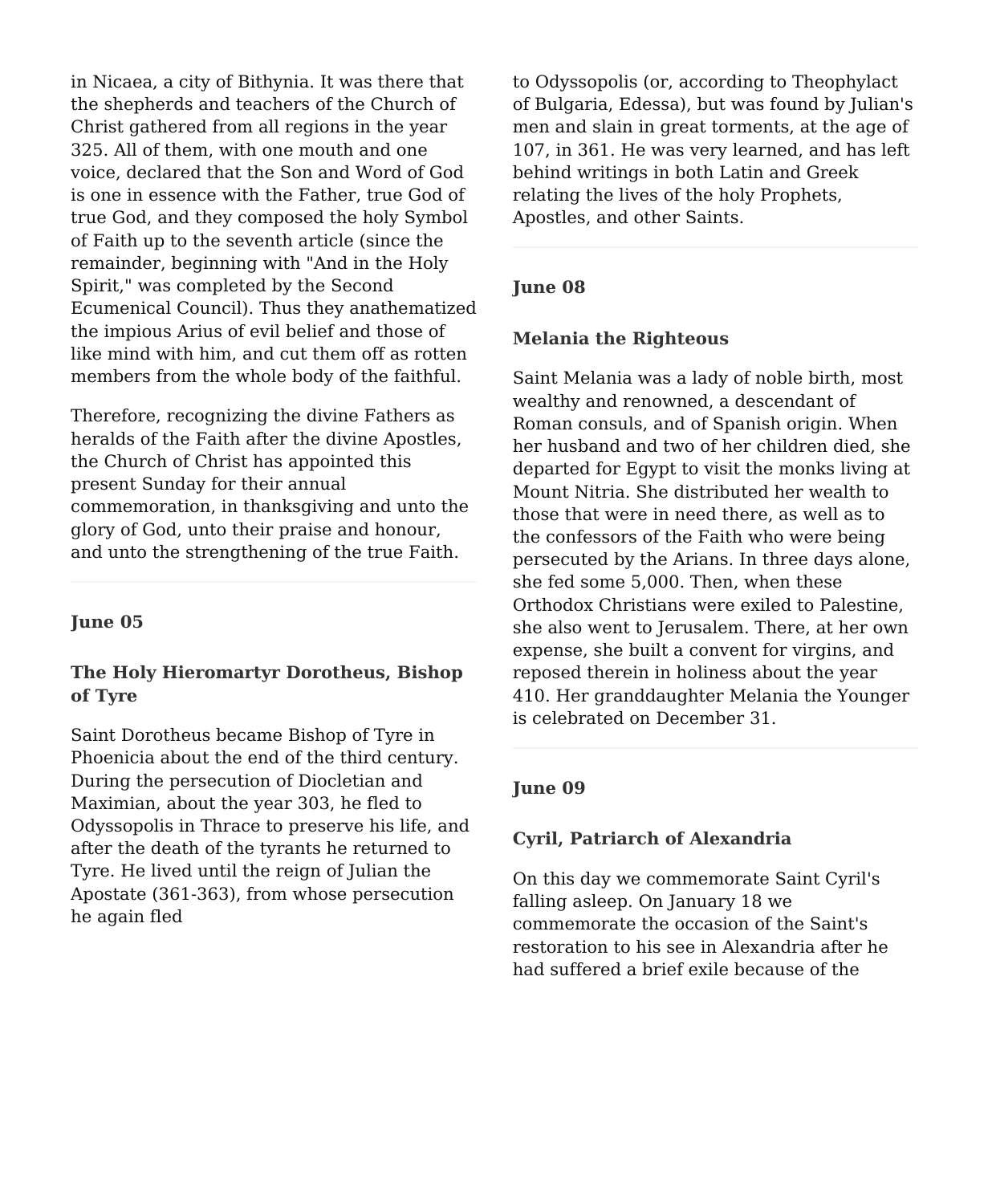in Nicaea, a city of Bithynia. It was there that the shepherds and teachers of the Church of Christ gathered from all regions in the year 325. All of them, with one mouth and one voice, declared that the Son and Word of God is one in essence with the Father, true God of true God, and they composed the holy Symbol of Faith up to the seventh article (since the remainder, beginning with "And in the Holy Spirit," was completed by the Second Ecumenical Council). Thus they anathematized the impious Arius of evil belief and those of like mind with him, and cut them off as rotten members from the whole body of the faithful.

Therefore, recognizing the divine Fathers as heralds of the Faith after the divine Apostles, the Church of Christ has appointed this present Sunday for their annual commemoration, in thanksgiving and unto the glory of God, unto their praise and honour, and unto the strengthening of the true Faith.

---

### June 05

### The Holy Hieromartyr Dorotheus, Bishop of Tyre

Saint Dorotheus became Bishop of Tyre in Phoenicia about the end of the third century. During the persecution of Diocletian and Maximian, about the year 303, he fled to Odyssopolis in Thrace to preserve his life, and after the death of the tyrants he returned to Tyre. He lived until the reign of Julian the Apostate (361-363), from whose persecution he again fled to Odyssopolis (or, according to Theophylact of Bulgaria, Edessa), but was found by Julian's men and slain in great torments, at the age of 107, in 361. He was very learned, and has left behind writings in both Latin and Greek relating the lives of the holy Prophets, Apostles, and other Saints.

---

### June 08

### Melania the Righteous

Saint Melania was a lady of noble birth, most wealthy and renowned, a descendant of Roman consuls, and of Spanish origin. When her husband and two of her children died, she departed for Egypt to visit the monks living at Mount Nitria. She distributed her wealth to those that were in need there, as well as to the confessors of the Faith who were being persecuted by the Arians. In three days alone, she fed some 5,000. Then, when these Orthodox Christians were exiled to Palestine, she also went to Jerusalem. There, at her own expense, she built a convent for virgins, and reposed therein in holiness about the year 410. Her granddaughter Melania the Younger is celebrated on December 31.

---

### June 09

### Cyril, Patriarch of Alexandria

On this day we commemorate Saint Cyril's falling asleep. On January 18 we commemorate the occasion of the Saint's restoration to his see in Alexandria after he had suffered a brief exile because of the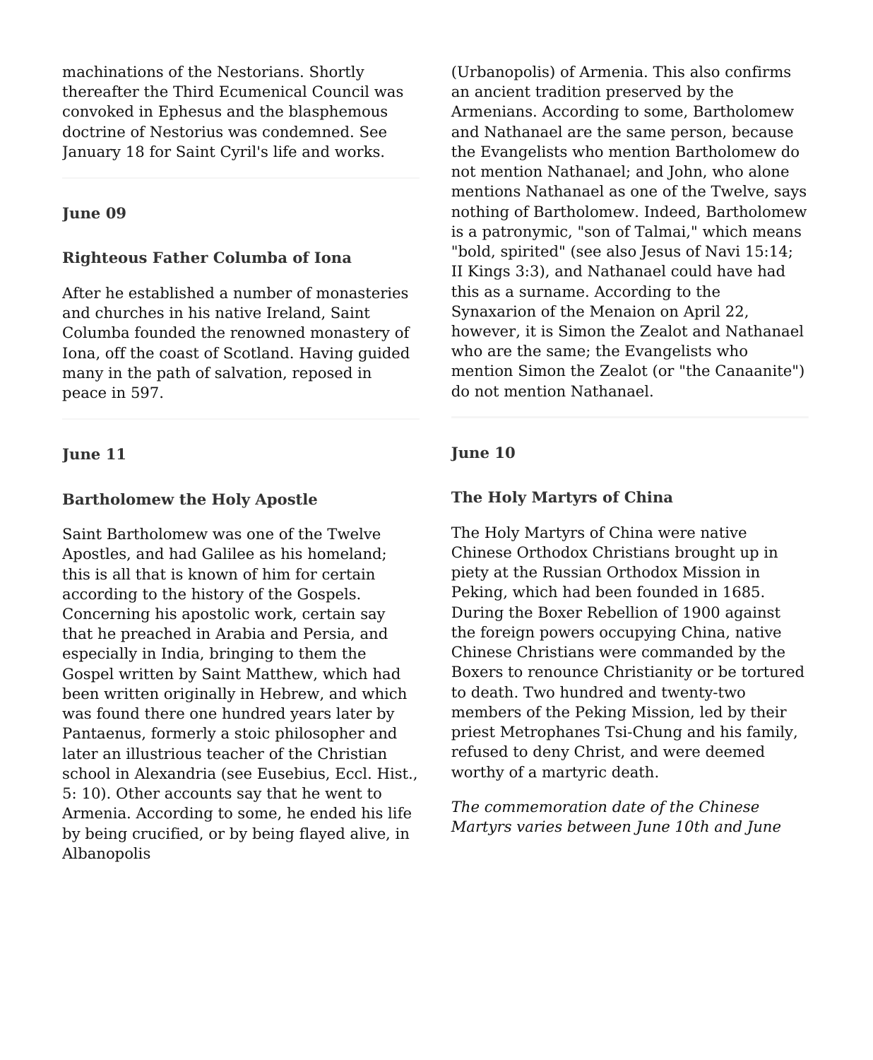machinations of the Nestorians. Shortly thereafter the Third Ecumenical Council was convoked in Ephesus and the blasphemous doctrine of Nestorius was condemned. See January 18 for Saint Cyril's life and works.

---

### June 09

#### Righteous Father Columba of Iona

After he established a number of monasteries and churches in his native Ireland, Saint Columba founded the renowned monastery of Iona, off the coast of Scotland. Having guided many in the path of salvation, reposed in peace in 597.

---

### June 11

#### Bartholomew the Holy Apostle

Saint Bartholomew was one of the Twelve Apostles, and had Galilee as his homeland; this is all that is known of him for certain according to the history of the Gospels. Concerning his apostolic work, certain say that he preached in Arabia and Persia, and especially in India, bringing to them the Gospel written by Saint Matthew, which had been written originally in Hebrew, and which was found there one hundred years later by Pantaenus, formerly a stoic philosopher and later an illustrious teacher of the Christian school in Alexandria (see Eusebius, Eccl. Hist., 5: 10). Other accounts say that he went to Armenia. According to some, he ended his life by being crucified, or by being flayed alive, in Albanopolis (Urbanopolis) of Armenia. This also confirms an ancient tradition preserved by the Armenians. According to some, Bartholomew and Nathanael are the same person, because the Evangelists who mention Bartholomew do not mention Nathanael; and John, who alone mentions Nathanael as one of the Twelve, says nothing of Bartholomew. Indeed, Bartholomew is a patronymic, "son of Talmai," which means "bold, spirited" (see also Jesus of Navi 15:14; II Kings 3:3), and Nathanael could have had this as a surname. According to the Synaxarion of the Menaion on April 22, however, it is Simon the Zealot and Nathanael who are the same; the Evangelists who mention Simon the Zealot (or "the Canaanite") do not mention Nathanael.

---

### June 10

#### The Holy Martyrs of China

The Holy Martyrs of China were native Chinese Orthodox Christians brought up in piety at the Russian Orthodox Mission in Peking, which had been founded in 1685. During the Boxer Rebellion of 1900 against the foreign powers occupying China, native Chinese Christians were commanded by the Boxers to renounce Christianity or be tortured to death. Two hundred and twenty-two members of the Peking Mission, led by their priest Metrophanes Tsi-Chung and his family, refused to deny Christ, and were deemed worthy of a martyric death.

*The commemoration date of the Chinese Martyrs varies between June 10th and June*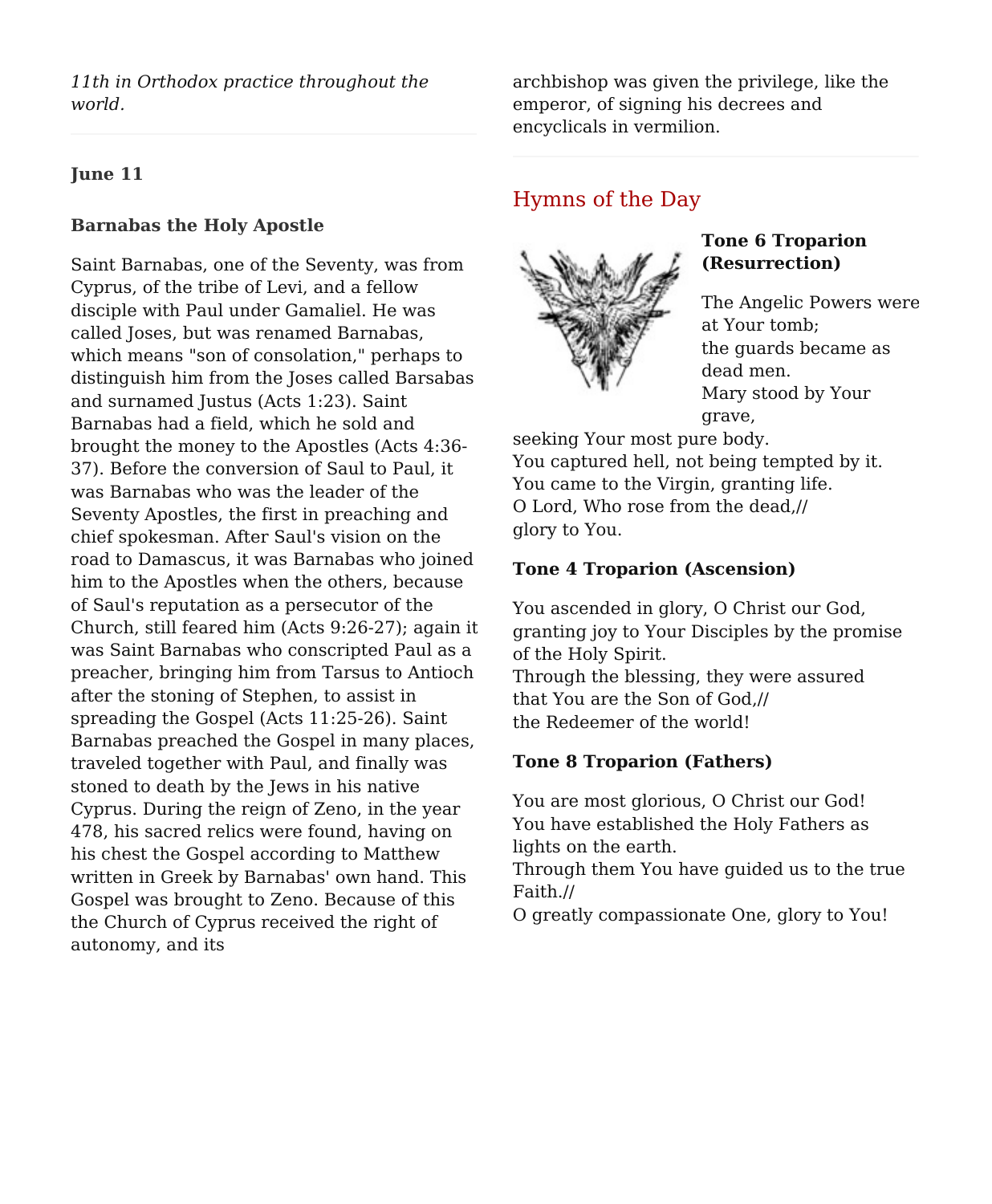*11th in Orthodox practice throughout the world.*

---

**June 11**

**Barnabas the Holy Apostle**

Saint Barnabas, one of the Seventy, was from Cyprus, of the tribe of Levi, and a fellow disciple with Paul under Gamaliel. He was called Joses, but was renamed Barnabas, which means "son of consolation," perhaps to distinguish him from the Joses called Barsabas and surnamed Justus (Acts 1:23). Saint Barnabas had a field, which he sold and brought the money to the Apostles (Acts 4:36-37). Before the conversion of Saul to Paul, it was Barnabas who was the leader of the Seventy Apostles, the first in preaching and chief spokesman. After Saul's vision on the road to Damascus, it was Barnabas who joined him to the Apostles when the others, because of Saul's reputation as a persecutor of the Church, still feared him (Acts 9:26-27); again it was Saint Barnabas who conscripted Paul as a preacher, bringing him from Tarsus to Antioch after the stoning of Stephen, to assist in spreading the Gospel (Acts 11:25-26). Saint Barnabas preached the Gospel in many places, traveled together with Paul, and finally was stoned to death by the Jews in his native Cyprus. During the reign of Zeno, in the year 478, his sacred relics were found, having on his chest the Gospel according to Matthew written in Greek by Barnabas' own hand. This Gospel was brought to Zeno. Because of this the Church of Cyprus received the right of autonomy, and its archbishop was given the privilege, like the emperor, of signing his decrees and encyclicals in vermilion.

---

## Hymns of the Day

**Tone 6 Troparion (Resurrection)**

The Angelic Powers were at Your tomb;
the guards became as dead men.
Mary stood by Your grave,
seeking Your most pure body.
You captured hell, not being tempted by it.
You came to the Virgin, granting life.
O Lord, Who rose from the dead,//
glory to You.

**Tone 4 Troparion (Ascension)**

You ascended in glory, O Christ our God,
granting joy to Your Disciples by the promise of the Holy Spirit.
Through the blessing, they were assured
that You are the Son of God,//
the Redeemer of the world!

**Tone 8 Troparion (Fathers)**

You are most glorious, O Christ our God!
You have established the Holy Fathers as lights on the earth.
Through them You have guided us to the true Faith.//
O greatly compassionate One, glory to You!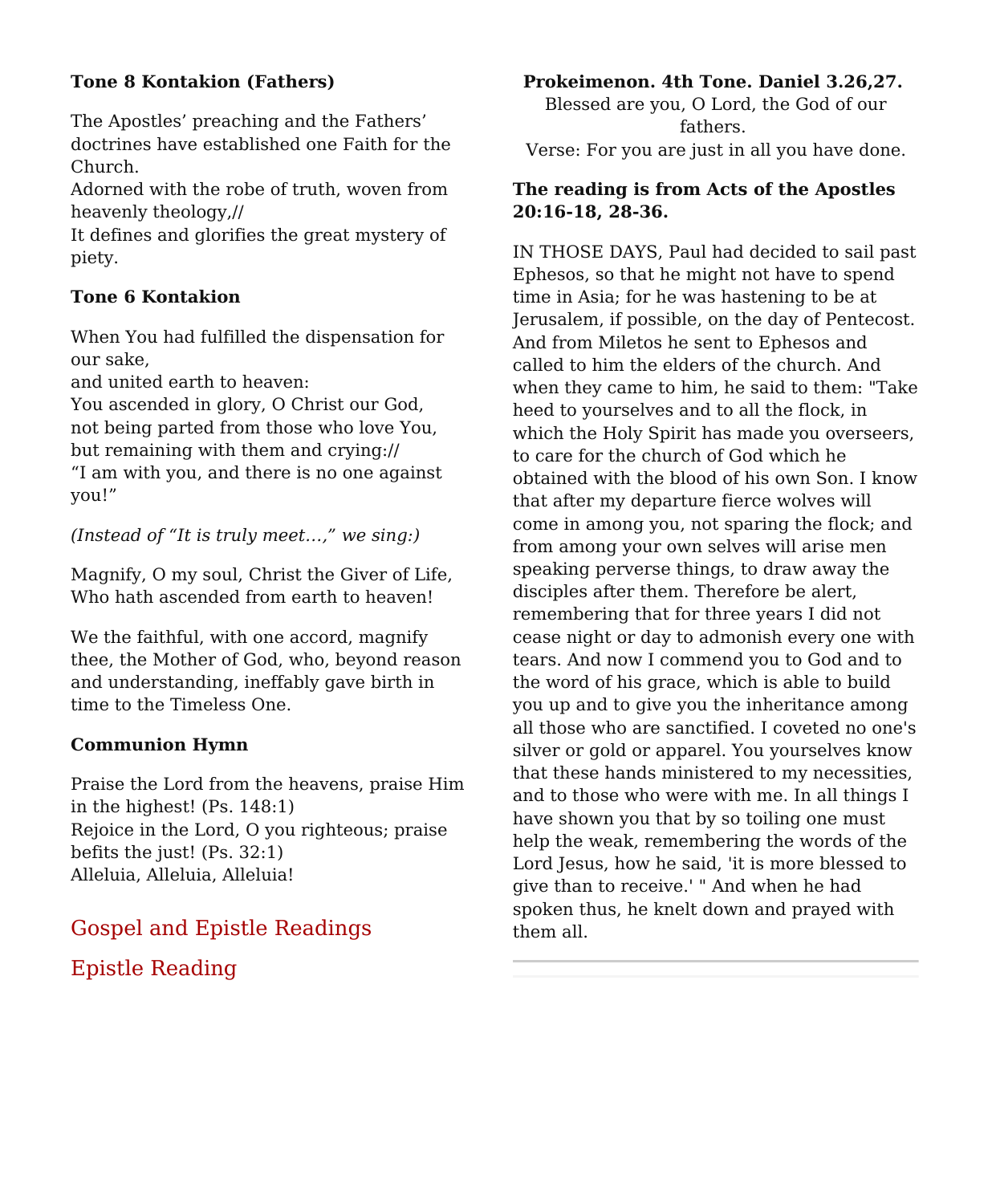**Tone 8 Kontakion (Fathers)**

The Apostles’ preaching and the Fathers’ doctrines have established one Faith for the Church.
Adorned with the robe of truth, woven from heavenly theology,//
It defines and glorifies the great mystery of piety.

**Tone 6 Kontakion**

When You had fulfilled the dispensation for our sake,
and united earth to heaven:
You ascended in glory, O Christ our God,
not being parted from those who love You,
but remaining with them and crying://
“I am with you, and there is no one against you!”

*(Instead of “It is truly meet…,” we sing:)*

Magnify, O my soul, Christ the Giver of Life,
Who hath ascended from earth to heaven!

We the faithful, with one accord, magnify thee, the Mother of God, who, beyond reason and understanding, ineffably gave birth in time to the Timeless One.

**Communion Hymn**

Praise the Lord from the heavens, praise Him in the highest! (Ps. 148:1)
Rejoice in the Lord, O you righteous; praise befits the just! (Ps. 32:1)
Alleluia, Alleluia, Alleluia!

## Gospel and Epistle Readings

## Epistle Reading

**Prokeimenon. 4th Tone. Daniel 3.26,27.**
Blessed are you, O Lord, the God of our fathers.
Verse: For you are just in all you have done.

**The reading is from Acts of the Apostles 20:16-18, 28-36.**

IN THOSE DAYS, Paul had decided to sail past Ephesos, so that he might not have to spend time in Asia; for he was hastening to be at Jerusalem, if possible, on the day of Pentecost. And from Miletos he sent to Ephesos and called to him the elders of the church. And when they came to him, he said to them: "Take heed to yourselves and to all the flock, in which the Holy Spirit has made you overseers, to care for the church of God which he obtained with the blood of his own Son. I know that after my departure fierce wolves will come in among you, not sparing the flock; and from among your own selves will arise men speaking perverse things, to draw away the disciples after them. Therefore be alert, remembering that for three years I did not cease night or day to admonish every one with tears. And now I commend you to God and to the word of his grace, which is able to build you up and to give you the inheritance among all those who are sanctified. I coveted no one's silver or gold or apparel. You yourselves know that these hands ministered to my necessities, and to those who were with me. In all things I have shown you that by so toiling one must help the weak, remembering the words of the Lord Jesus, how he said, 'it is more blessed to give than to receive.' " And when he had spoken thus, he knelt down and prayed with them all.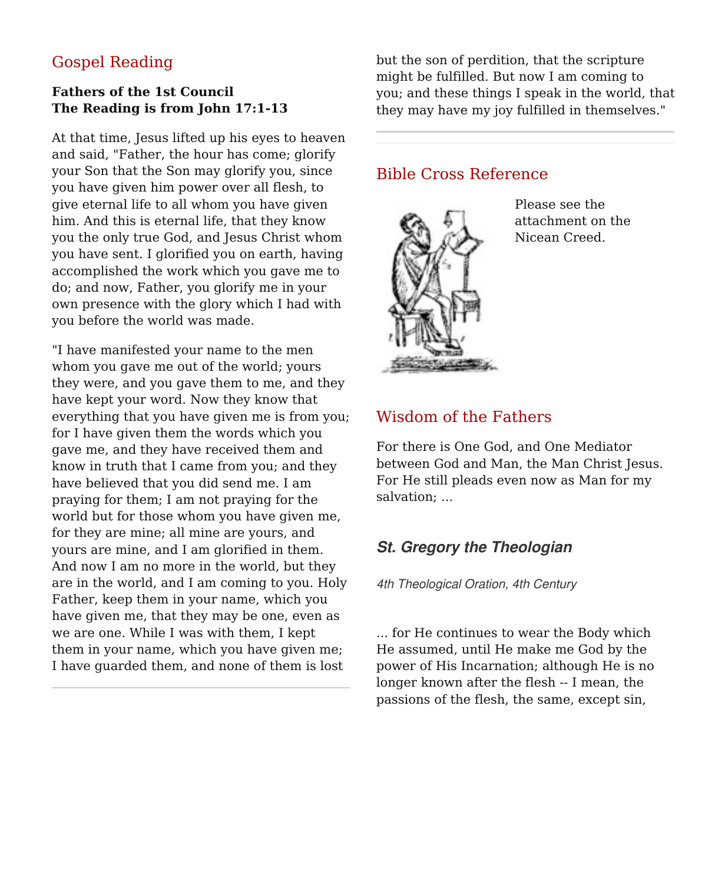## Gospel Reading

**Fathers of the 1st Council**
**The Reading is from John 17:1-13**

At that time, Jesus lifted up his eyes to heaven and said, "Father, the hour has come; glorify your Son that the Son may glorify you, since you have given him power over all flesh, to give eternal life to all whom you have given him. And this is eternal life, that they know you the only true God, and Jesus Christ whom you have sent. I glorified you on earth, having accomplished the work which you gave me to do; and now, Father, you glorify me in your own presence with the glory which I had with you before the world was made.

"I have manifested your name to the men whom you gave me out of the world; yours they were, and you gave them to me, and they have kept your word. Now they know that everything that you have given me is from you; for I have given them the words which you gave me, and they have received them and know in truth that I came from you; and they have believed that you did send me. I am praying for them; I am not praying for the world but for those whom you have given me, for they are mine; all mine are yours, and yours are mine, and I am glorified in them. And now I am no more in the world, but they are in the world, and I am coming to you. Holy Father, keep them in your name, which you have given me, that they may be one, even as we are one. While I was with them, I kept them in your name, which you have given me; I have guarded them, and none of them is lost but the son of perdition, that the scripture might be fulfilled. But now I am coming to you; and these things I speak in the world, that they may have my joy fulfilled in themselves."

## Bible Cross Reference

Please see the attachment on the Nicean Creed.

## Wisdom of the Fathers

For there is One God, and One Mediator between God and Man, the Man Christ Jesus. For He still pleads even now as Man for my salvation; ...

### *St. Gregory the Theologian*

*4th Theological Oration, 4th Century*

... for He continues to wear the Body which He assumed, until He make me God by the power of His Incarnation; although He is no longer known after the flesh -- I mean, the passions of the flesh, the same, except sin,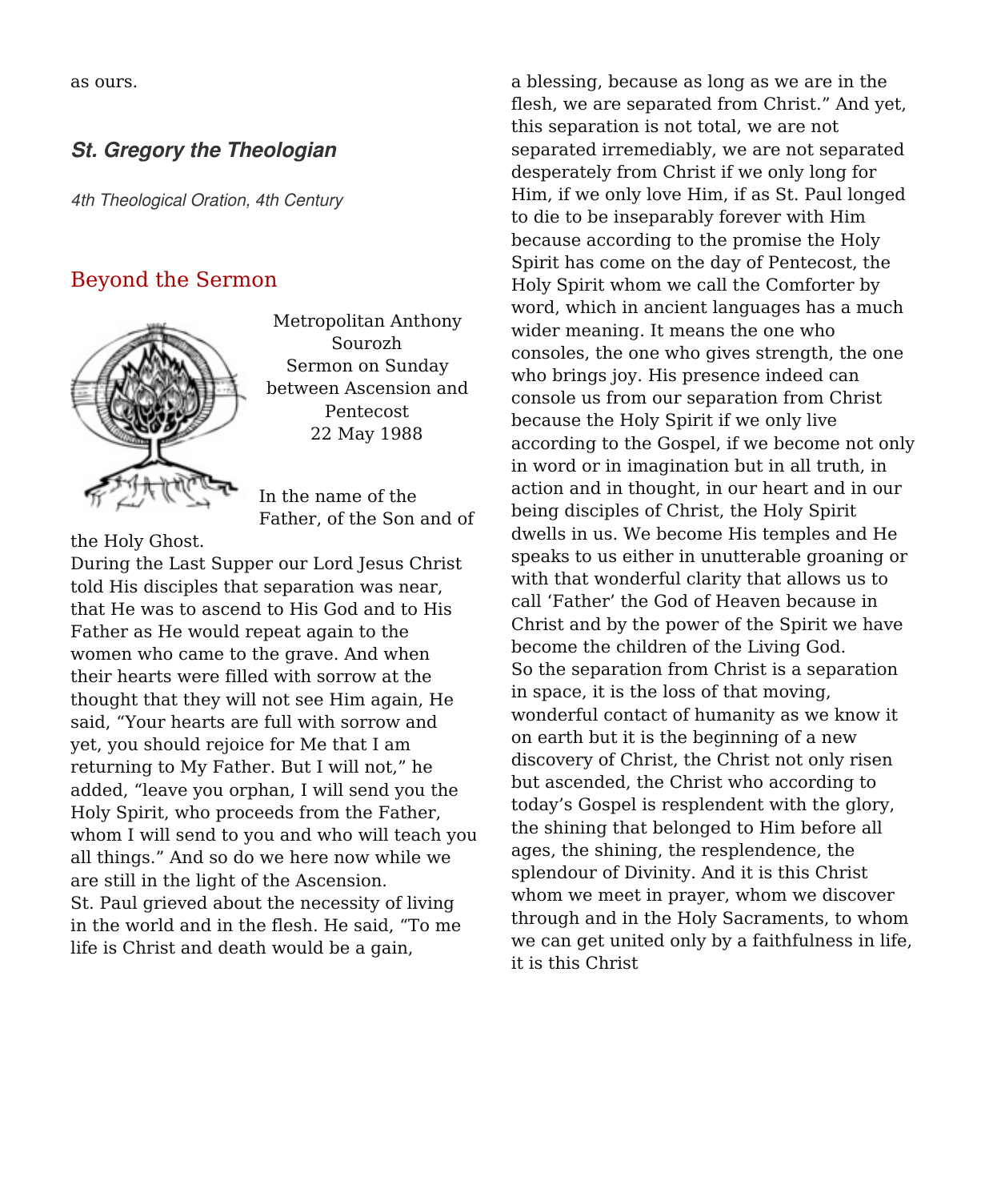as ours.

***St. Gregory the Theologian***

*4th Theological Oration, 4th Century*

## Beyond the Sermon

Metropolitan Anthony Sourozh
Sermon on Sunday between Ascension and Pentecost
22 May 1988

In the name of the Father, of the Son and of the Holy Ghost.

During the Last Supper our Lord Jesus Christ told His disciples that separation was near, that He was to ascend to His God and to His Father as He would repeat again to the women who came to the grave. And when their hearts were filled with sorrow at the thought that they will not see Him again, He said, "Your hearts are full with sorrow and yet, you should rejoice for Me that I am returning to My Father. But I will not," he added, "leave you orphan, I will send you the Holy Spirit, who proceeds from the Father, whom I will send to you and who will teach you all things." And so do we here now while we are still in the light of the Ascension.

St. Paul grieved about the necessity of living in the world and in the flesh. He said, "To me life is Christ and death would be a gain, a blessing, because as long as we are in the flesh, we are separated from Christ." And yet, this separation is not total, we are not separated irremediably, we are not separated desperately from Christ if we only long for Him, if we only love Him, if as St. Paul longed to die to be inseparably forever with Him because according to the promise the Holy Spirit has come on the day of Pentecost, the Holy Spirit whom we call the Comforter by word, which in ancient languages has a much wider meaning. It means the one who consoles, the one who gives strength, the one who brings joy. His presence indeed can console us from our separation from Christ because the Holy Spirit if we only live according to the Gospel, if we become not only in word or in imagination but in all truth, in action and in thought, in our heart and in our being disciples of Christ, the Holy Spirit dwells in us. We become His temples and He speaks to us either in unutterable groaning or with that wonderful clarity that allows us to call 'Father' the God of Heaven because in Christ and by the power of the Spirit we have become the children of the Living God.

So the separation from Christ is a separation in space, it is the loss of that moving, wonderful contact of humanity as we know it on earth but it is the beginning of a new discovery of Christ, the Christ not only risen but ascended, the Christ who according to today's Gospel is resplendent with the glory, the shining that belonged to Him before all ages, the shining, the resplendence, the splendour of Divinity. And it is this Christ whom we meet in prayer, whom we discover through and in the Holy Sacraments, to whom we can get united only by a faithfulness in life, it is this Christ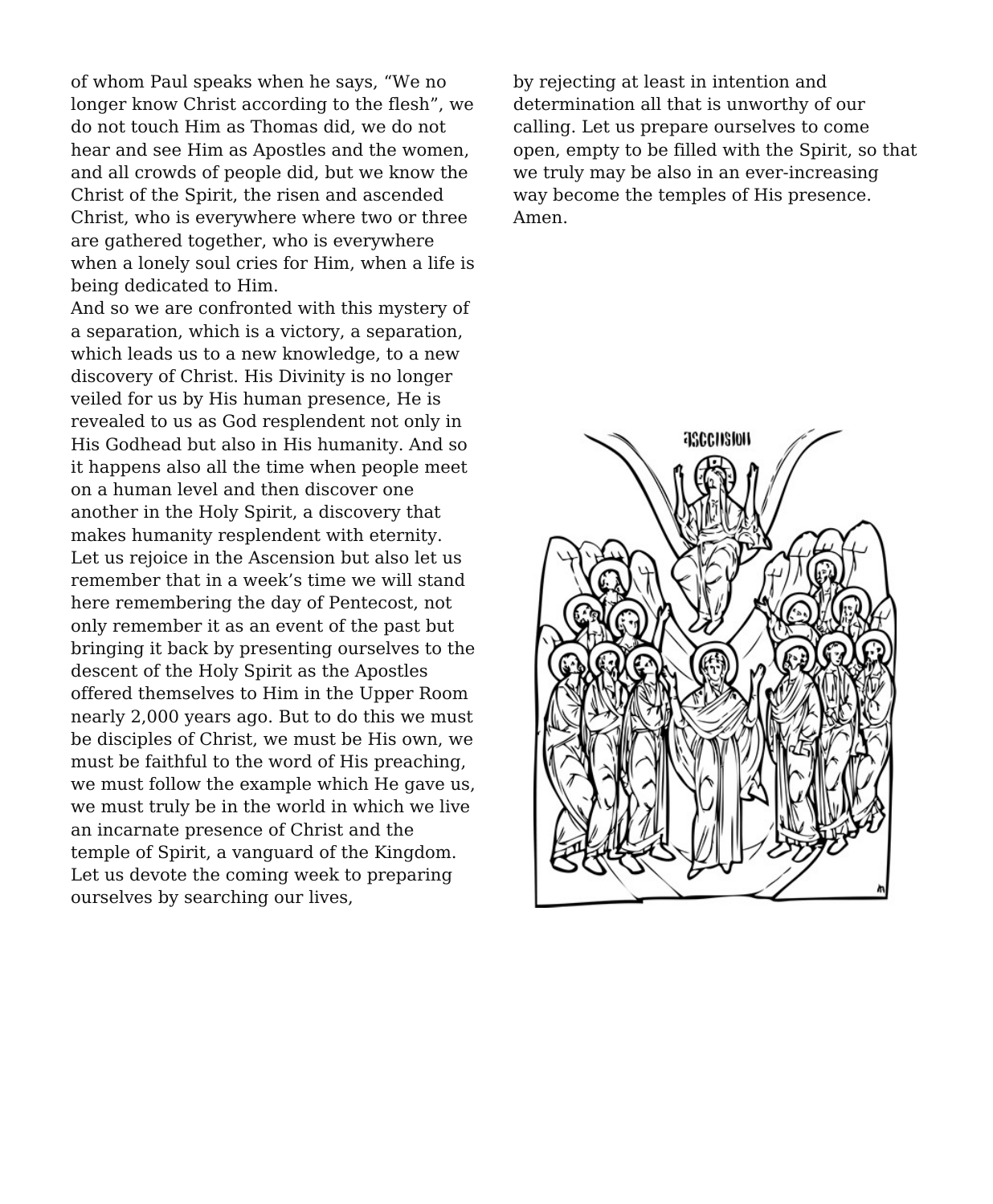of whom Paul speaks when he says, “We no longer know Christ according to the flesh”, we do not touch Him as Thomas did, we do not hear and see Him as Apostles and the women, and all crowds of people did, but we know the Christ of the Spirit, the risen and ascended Christ, who is everywhere where two or three are gathered together, who is everywhere when a lonely soul cries for Him, when a life is being dedicated to Him.

And so we are confronted with this mystery of a separation, which is a victory, a separation, which leads us to a new knowledge, to a new discovery of Christ. His Divinity is no longer veiled for us by His human presence, He is revealed to us as God resplendent not only in His Godhead but also in His humanity. And so it happens also all the time when people meet on a human level and then discover one another in the Holy Spirit, a discovery that makes humanity resplendent with eternity.

Let us rejoice in the Ascension but also let us remember that in a week’s time we will stand here remembering the day of Pentecost, not only remember it as an event of the past but bringing it back by presenting ourselves to the descent of the Holy Spirit as the Apostles offered themselves to Him in the Upper Room nearly 2,000 years ago. But to do this we must be disciples of Christ, we must be His own, we must be faithful to the word of His preaching, we must follow the example which He gave us, we must truly be in the world in which we live an incarnate presence of Christ and the temple of Spirit, a vanguard of the Kingdom. Let us devote the coming week to preparing ourselves by searching our lives, by rejecting at least in intention and determination all that is unworthy of our calling. Let us prepare ourselves to come open, empty to be filled with the Spirit, so that we truly may be also in an ever-increasing way become the temples of His presence. Amen.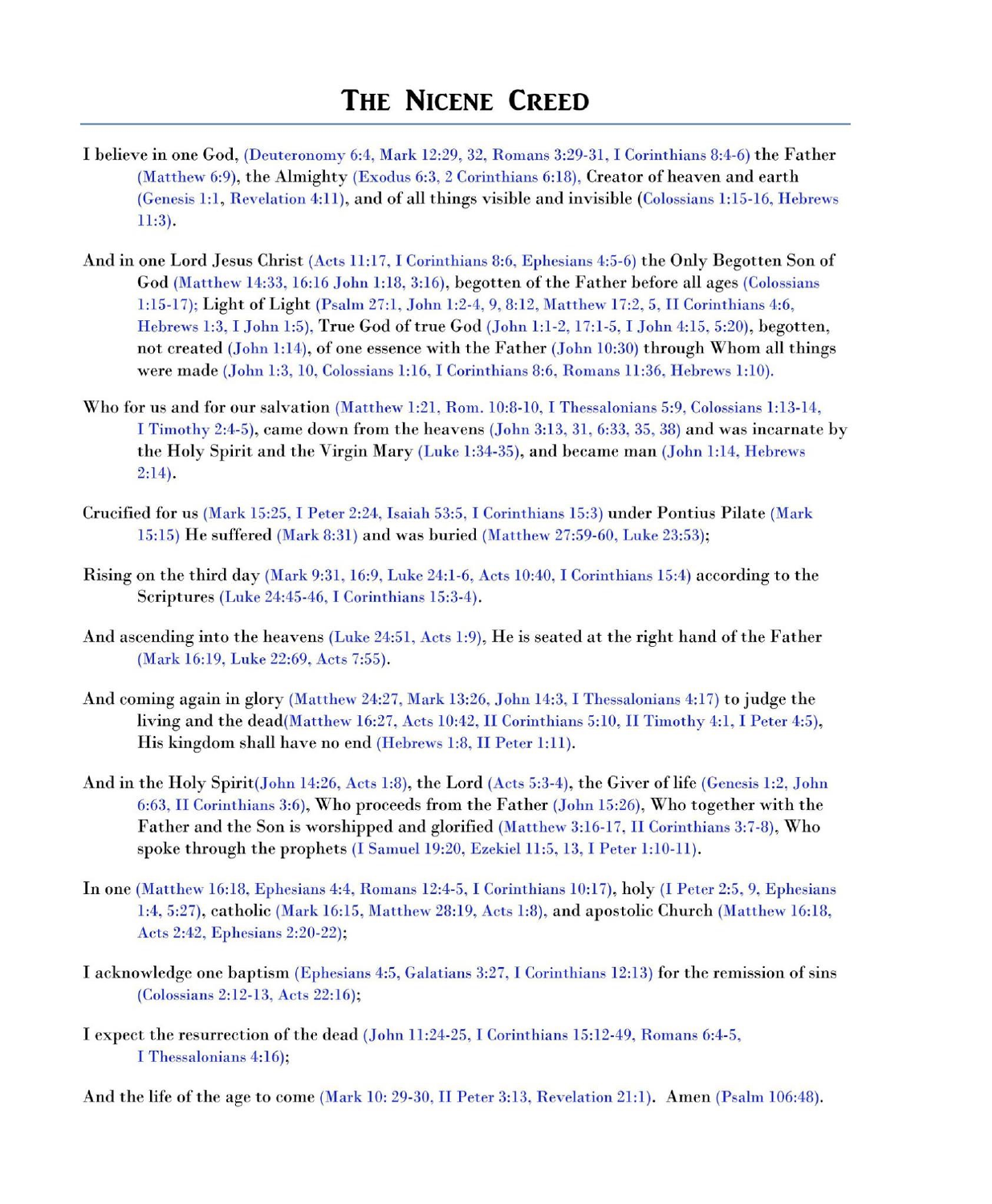# The Nicene Creed

I believe in one God, (Deuteronomy 6:4, Mark 12:29, 32, Romans 3:29-31, I Corinthians 8:4-6) the Father (Matthew 6:9), the Almighty (Exodus 6:3, 2 Corinthians 6:18), Creator of heaven and earth (Genesis 1:1, Revelation 4:11), and of all things visible and invisible (Colossians 1:15-16, Hebrews 11:3).

And in one Lord Jesus Christ (Acts 11:17, I Corinthians 8:6, Ephesians 4:5-6) the Only Begotten Son of God (Matthew 14:33, 16:16 John 1:18, 3:16), begotten of the Father before all ages (Colossians 1:15-17); Light of Light (Psalm 27:1, John 1:2-4, 9, 8:12, Matthew 17:2, 5, II Corinthians 4:6, Hebrews 1:3, I John 1:5), True God of true God (John 1:1-2, 17:1-5, I John 4:15, 5:20), begotten, not created (John 1:14), of one essence with the Father (John 10:30) through Whom all things were made (John 1:3, 10, Colossians 1:16, I Corinthians 8:6, Romans 11:36, Hebrews 1:10).

Who for us and for our salvation (Matthew 1:21, Rom. 10:8-10, I Thessalonians 5:9, Colossians 1:13-14, I Timothy 2:4-5), came down from the heavens (John 3:13, 31, 6:33, 35, 38) and was incarnate by the Holy Spirit and the Virgin Mary (Luke 1:34-35), and became man (John 1:14, Hebrews 2:14).

Crucified for us (Mark 15:25, I Peter 2:24, Isaiah 53:5, I Corinthians 15:3) under Pontius Pilate (Mark 15:15) He suffered (Mark 8:31) and was buried (Matthew 27:59-60, Luke 23:53);

Rising on the third day (Mark 9:31, 16:9, Luke 24:1-6, Acts 10:40, I Corinthians 15:4) according to the Scriptures (Luke 24:45-46, I Corinthians 15:3-4).

And ascending into the heavens (Luke 24:51, Acts 1:9), He is seated at the right hand of the Father (Mark 16:19, Luke 22:69, Acts 7:55).

And coming again in glory (Matthew 24:27, Mark 13:26, John 14:3, I Thessalonians 4:17) to judge the living and the dead(Matthew 16:27, Acts 10:42, II Corinthians 5:10, II Timothy 4:1, I Peter 4:5), His kingdom shall have no end (Hebrews 1:8, II Peter 1:11).

And in the Holy Spirit(John 14:26, Acts 1:8), the Lord (Acts 5:3-4), the Giver of life (Genesis 1:2, John 6:63, II Corinthians 3:6), Who proceeds from the Father (John 15:26), Who together with the Father and the Son is worshipped and glorified (Matthew 3:16-17, II Corinthians 3:7-8), Who spoke through the prophets (I Samuel 19:20, Ezekiel 11:5, 13, I Peter 1:10-11).

In one (Matthew 16:18, Ephesians 4:4, Romans 12:4-5, I Corinthians 10:17), holy (I Peter 2:5, 9, Ephesians 1:4, 5:27), catholic (Mark 16:15, Matthew 28:19, Acts 1:8), and apostolic Church (Matthew 16:18, Acts 2:42, Ephesians 2:20-22);

I acknowledge one baptism (Ephesians 4:5, Galatians 3:27, I Corinthians 12:13) for the remission of sins (Colossians 2:12-13, Acts 22:16);

I expect the resurrection of the dead (John 11:24-25, I Corinthians 15:12-49, Romans 6:4-5, I Thessalonians 4:16);

And the life of the age to come (Mark 10: 29-30, II Peter 3:13, Revelation 21:1). Amen (Psalm 106:48).